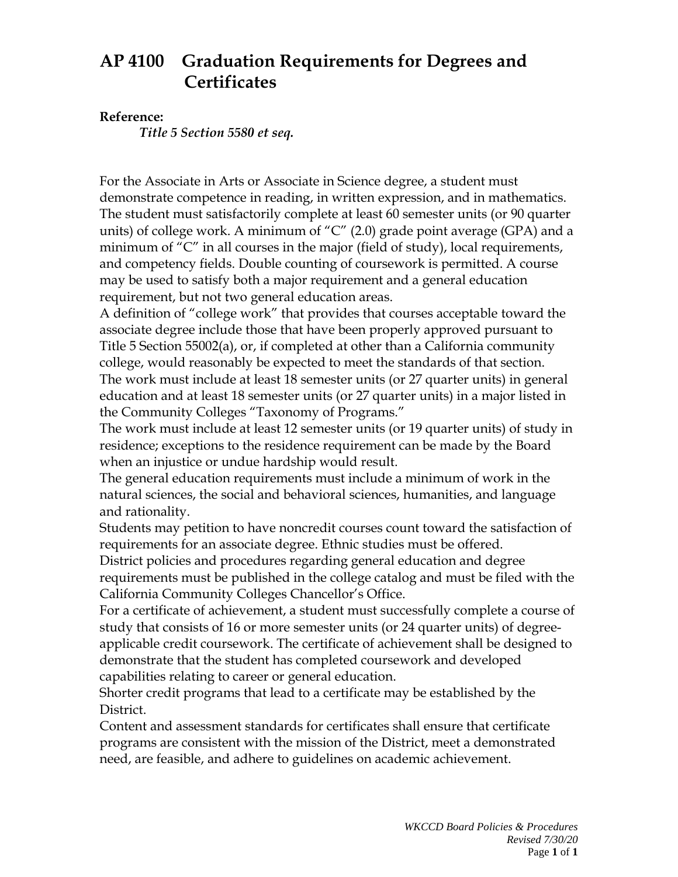# AP 4100 Graduation Requirements for Degrees and Certificates

**Reference:**

***Title 5 Section 5580 et seq.***

For the Associate in Arts or Associate in Science degree, a student must demonstrate competence in reading, in written expression, and in mathematics. The student must satisfactorily complete at least 60 semester units (or 90 quarter units) of college work. A minimum of "C" (2.0) grade point average (GPA) and a minimum of "C" in all courses in the major (field of study), local requirements, and competency fields. Double counting of coursework is permitted. A course may be used to satisfy both a major requirement and a general education requirement, but not two general education areas.

A definition of "college work" that provides that courses acceptable toward the associate degree include those that have been properly approved pursuant to Title 5 Section 55002(a), or, if completed at other than a California community college, would reasonably be expected to meet the standards of that section.

The work must include at least 18 semester units (or 27 quarter units) in general education and at least 18 semester units (or 27 quarter units) in a major listed in the Community Colleges "Taxonomy of Programs."

The work must include at least 12 semester units (or 19 quarter units) of study in residence; exceptions to the residence requirement can be made by the Board when an injustice or undue hardship would result.

The general education requirements must include a minimum of work in the natural sciences, the social and behavioral sciences, humanities, and language and rationality.

Students may petition to have noncredit courses count toward the satisfaction of requirements for an associate degree. Ethnic studies must be offered.

District policies and procedures regarding general education and degree requirements must be published in the college catalog and must be filed with the California Community Colleges Chancellor's Office.

For a certificate of achievement, a student must successfully complete a course of study that consists of 16 or more semester units (or 24 quarter units) of degree-applicable credit coursework. The certificate of achievement shall be designed to demonstrate that the student has completed coursework and developed capabilities relating to career or general education.

Shorter credit programs that lead to a certificate may be established by the District.

Content and assessment standards for certificates shall ensure that certificate programs are consistent with the mission of the District, meet a demonstrated need, are feasible, and adhere to guidelines on academic achievement.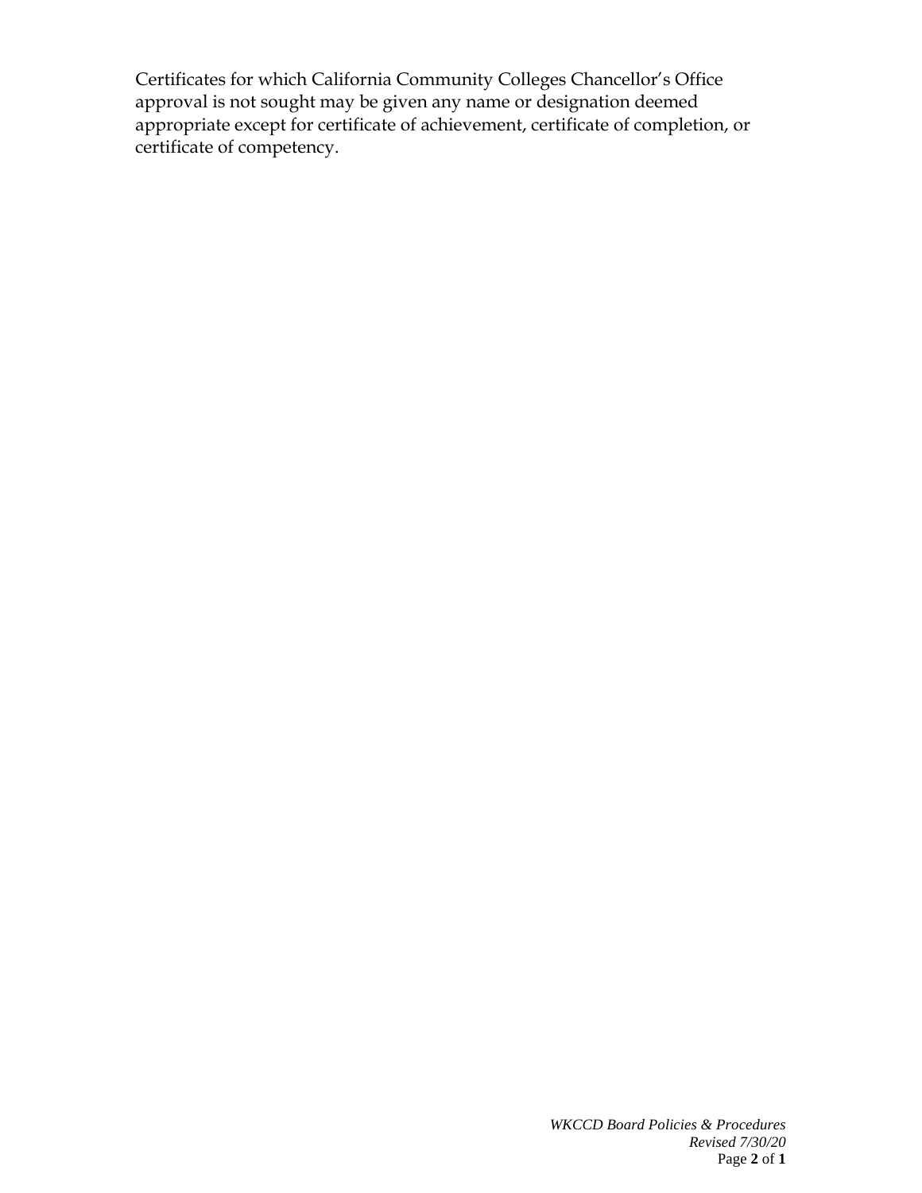Certificates for which California Community Colleges Chancellor's Office approval is not sought may be given any name or designation deemed appropriate except for certificate of achievement, certificate of completion, or certificate of competency.